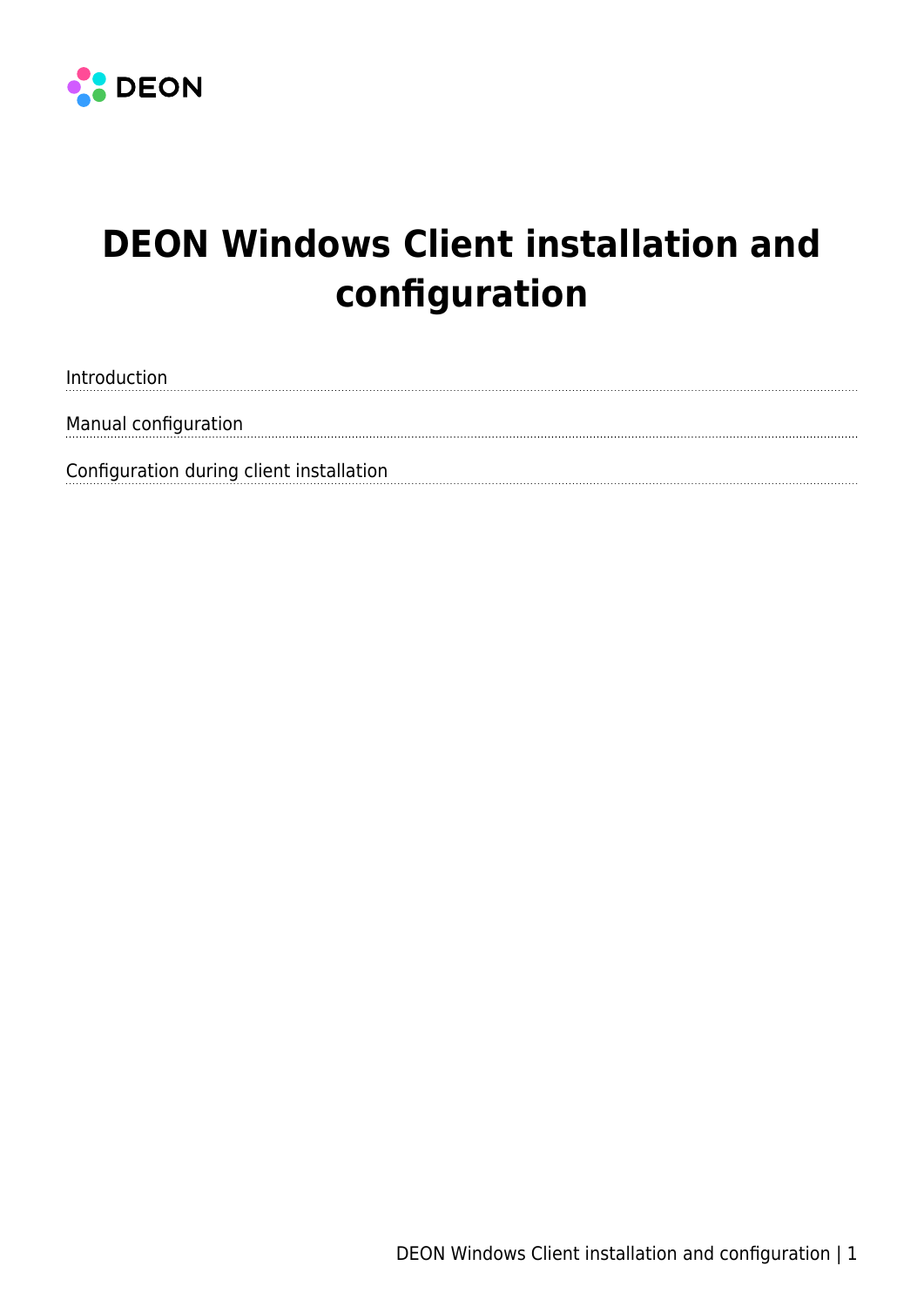DEON

# DEON Windows Client installation and configuration

Introduction

Manual configuration

Configuration during client installation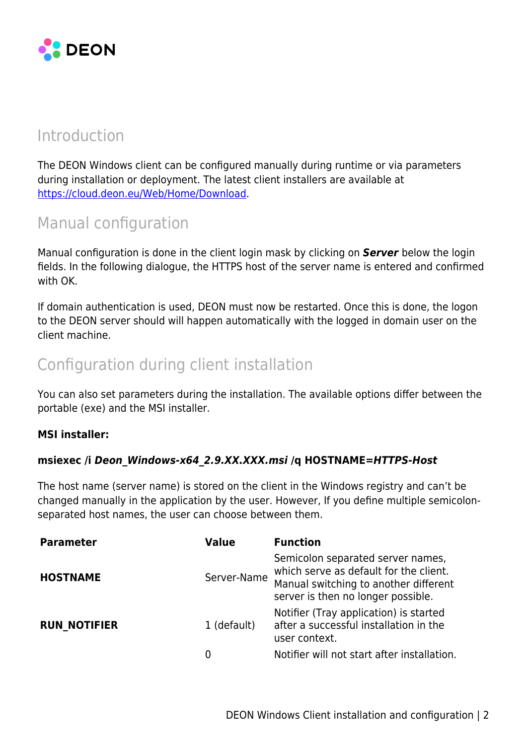## Introduction

The DEON Windows client can be configured manually during runtime or via parameters during installation or deployment. The latest client installers are available at [https://cloud.deon.eu/Web/Home/Download](https://cloud.deon.eu/Web/Home/Download).

## Manual configuration

Manual configuration is done in the client login mask by clicking on ***Server*** below the login fields. In the following dialogue, the HTTPS host of the server name is entered and confirmed with OK.

If domain authentication is used, DEON must now be restarted. Once this is done, the logon to the DEON server should will happen automatically with the logged in domain user on the client machine.

## Configuration during client installation

You can also set parameters during the installation. The available options differ between the portable (exe) and the MSI installer.

**MSI installer:**

**msiexec /i *Deon_Windows-x64_2.9.XX.XXX.msi* /q HOSTNAME=*HTTPS-Host***

The host name (server name) is stored on the client in the Windows registry and can't be changed manually in the application by the user. However, If you define multiple semicolon-separated host names, the user can choose between them.

| Parameter | Value | Function |
|---|---|---|
| **HOSTNAME** | Server-Name | Semicolon separated server names, which serve as default for the client. Manual switching to another different server is then no longer possible. |
| **RUN_NOTIFIER** | 1 (default) | Notifier (Tray application) is started after a successful installation in the user context. |
| | 0 | Notifier will not start after installation. |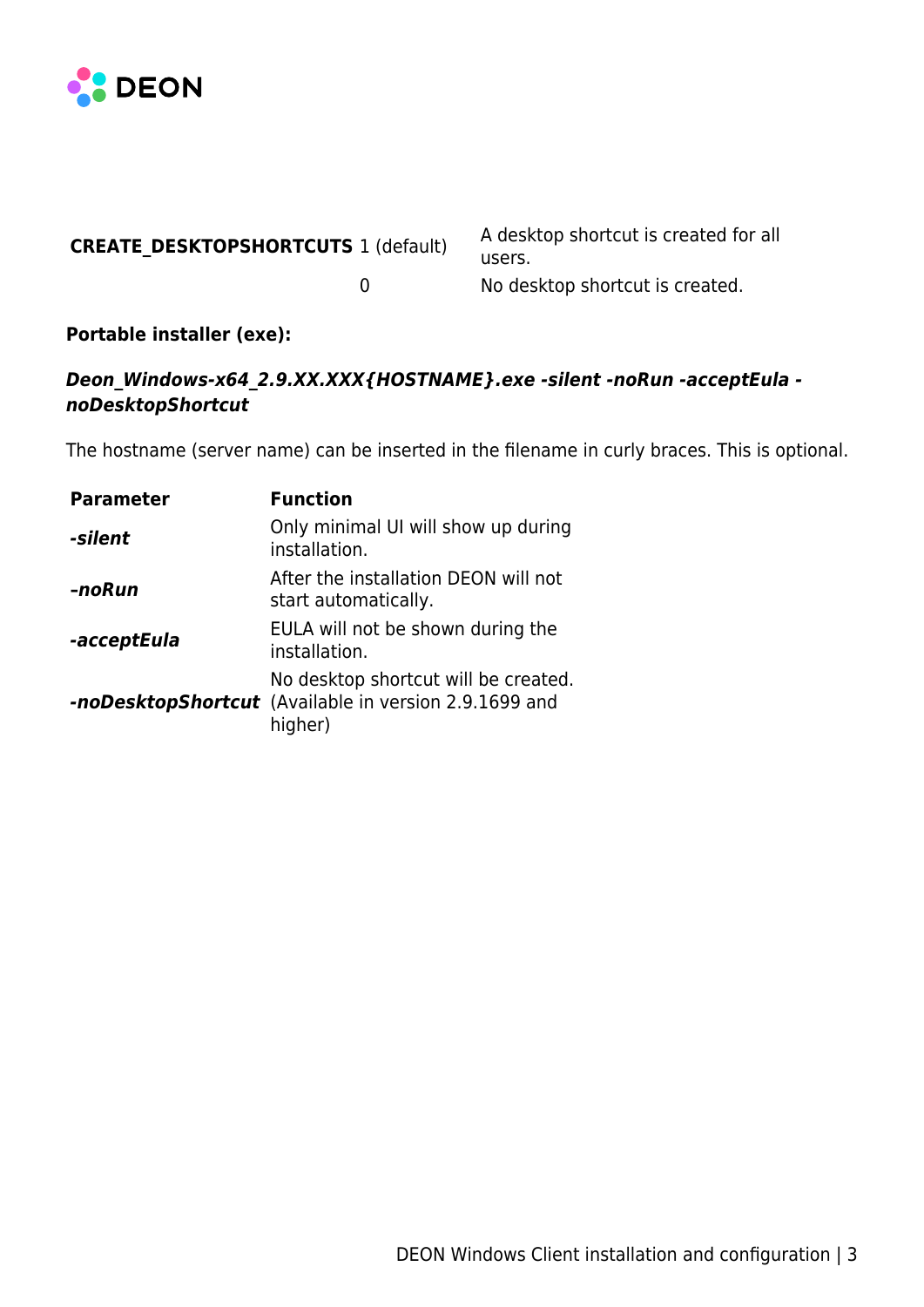| | | |
|---|---|---|
| **CREATE_DESKTOPSHORTCUTS** | 1 (default) | A desktop shortcut is created for all users. |
| | 0 | No desktop shortcut is created. |

**Portable installer (exe):**

***Deon_Windows-x64_2.9.XX.XXX{HOSTNAME}.exe -silent -noRun -acceptEula -noDesktopShortcut***

The hostname (server name) can be inserted in the filename in curly braces. This is optional.

| Parameter | Function |
|---|---|
| ***-silent*** | Only minimal UI will show up during installation. |
| ***-noRun*** | After the installation DEON will not start automatically. |
| ***-acceptEula*** | EULA will not be shown during the installation. |
| ***-noDesktopShortcut*** | No desktop shortcut will be created. (Available in version 2.9.1699 and higher) |